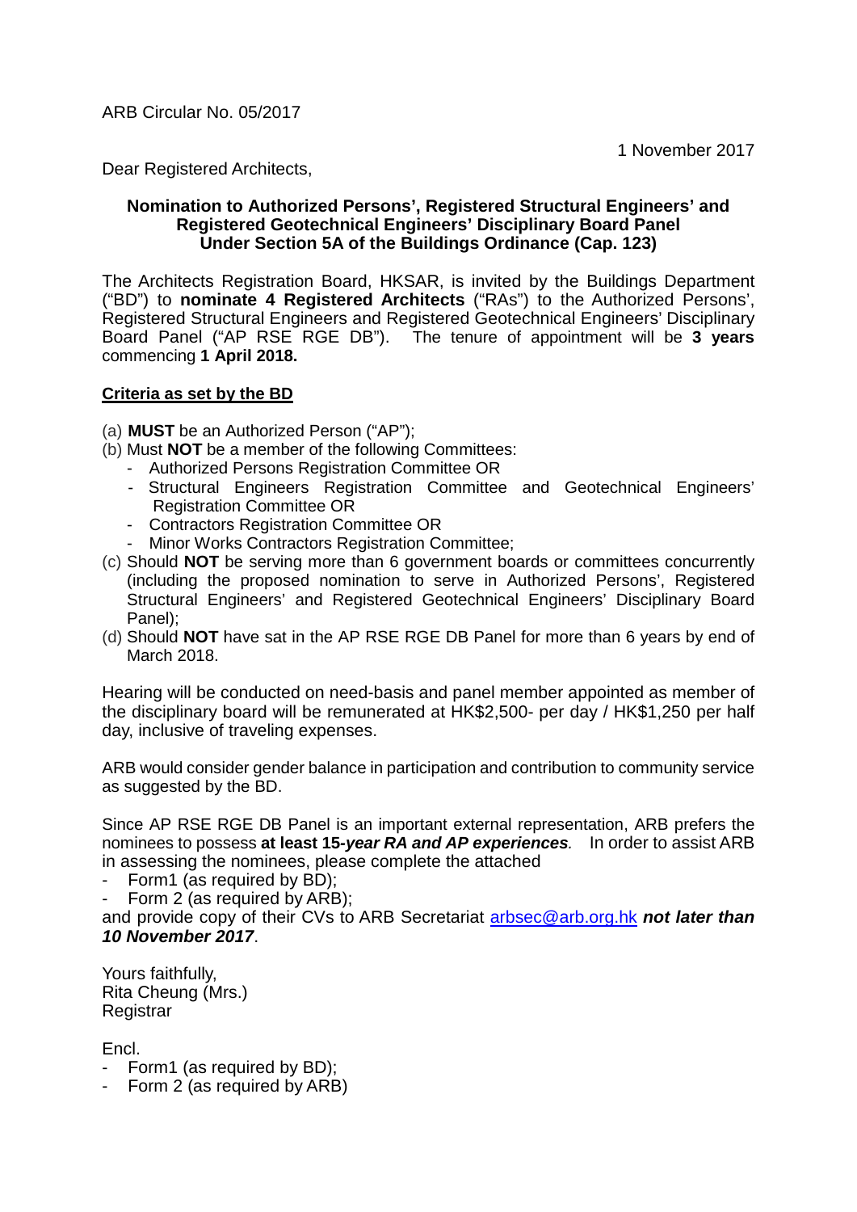ARB Circular No. 05/2017

1 November 2017

Dear Registered Architects,

**Nomination to Authorized Persons', Registered Structural Engineers' and Registered Geotechnical Engineers' Disciplinary Board Panel Under Section 5A of the Buildings Ordinance (Cap. 123)**

The Architects Registration Board, HKSAR, is invited by the Buildings Department ("BD") to **nominate 4 Registered Architects** ("RAs") to the Authorized Persons', Registered Structural Engineers and Registered Geotechnical Engineers' Disciplinary Board Panel ("AP RSE RGE DB"). The tenure of appointment will be **3 years** commencing **1 April 2018.**

**<u>Criteria as set by the BD</u>**

(a) **MUST** be an Authorized Person ("AP");
(b) Must **NOT** be a member of the following Committees:
  - Authorized Persons Registration Committee OR
  - Structural Engineers Registration Committee and Geotechnical Engineers' Registration Committee OR
  - Contractors Registration Committee OR
  - Minor Works Contractors Registration Committee;

(c) Should **NOT** be serving more than 6 government boards or committees concurrently (including the proposed nomination to serve in Authorized Persons', Registered Structural Engineers' and Registered Geotechnical Engineers' Disciplinary Board Panel);
(d) Should **NOT** have sat in the AP RSE RGE DB Panel for more than 6 years by end of March 2018.

Hearing will be conducted on need-basis and panel member appointed as member of the disciplinary board will be remunerated at HK$2,500- per day / HK$1,250 per half day, inclusive of traveling expenses.

ARB would consider gender balance in participation and contribution to community service as suggested by the BD.

Since AP RSE RGE DB Panel is an important external representation, ARB prefers the nominees to possess **at least 15-*year RA and AP experiences***. In order to assist ARB in assessing the nominees, please complete the attached

- Form1 (as required by BD);
- Form 2 (as required by ARB);

and provide copy of their CVs to ARB Secretariat arbsec@arb.org.hk ***not later than 10 November 2017***.

Yours faithfully,
Rita Cheung (Mrs.)
Registrar

Encl.
- Form1 (as required by BD);
- Form 2 (as required by ARB)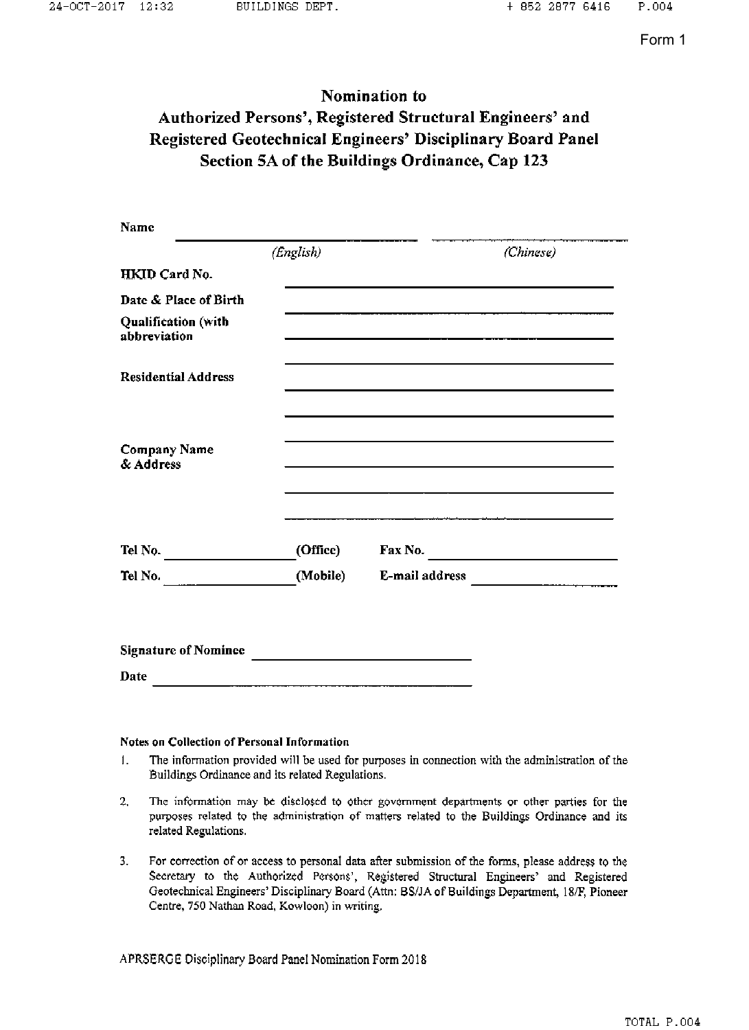Form 1

# Nomination to Authorized Persons', Registered Structural Engineers' and Registered Geotechnical Engineers' Disciplinary Board Panel Section 5A of the Buildings Ordinance, Cap 123

**Name** ______________________ ______________________
*(English)* *(Chinese)*

**HKID Card No.** ______________________

**Date & Place of Birth** ______________________

**Qualification (with abbreviation** ______________________

______________________

**Residential Address** ______________________

______________________

______________________

**Company Name & Address** ______________________

______________________

______________________

**Tel No.** ____________ **(Office)** **Fax No.** ____________

**Tel No.** ____________ **(Mobile)** **E-mail address** ____________

**Signature of Nominee** ______________________

**Date** ______________________

**Notes on Collection of Personal Information**

1. The information provided will be used for purposes in connection with the administration of the Buildings Ordinance and its related Regulations.
2. The information may be disclosed to other government departments or other parties for the purposes related to the administration of matters related to the Buildings Ordinance and its related Regulations.
3. For correction of or access to personal data after submission of the forms, please address to the Secretary to the Authorized Persons', Registered Structural Engineers' and Registered Geotechnical Engineers' Disciplinary Board (Attn: BS/JA of Buildings Department, 18/F, Pioneer Centre, 750 Nathan Road, Kowloon) in writing.

APRSERGE Disciplinary Board Panel Nomination Form 2018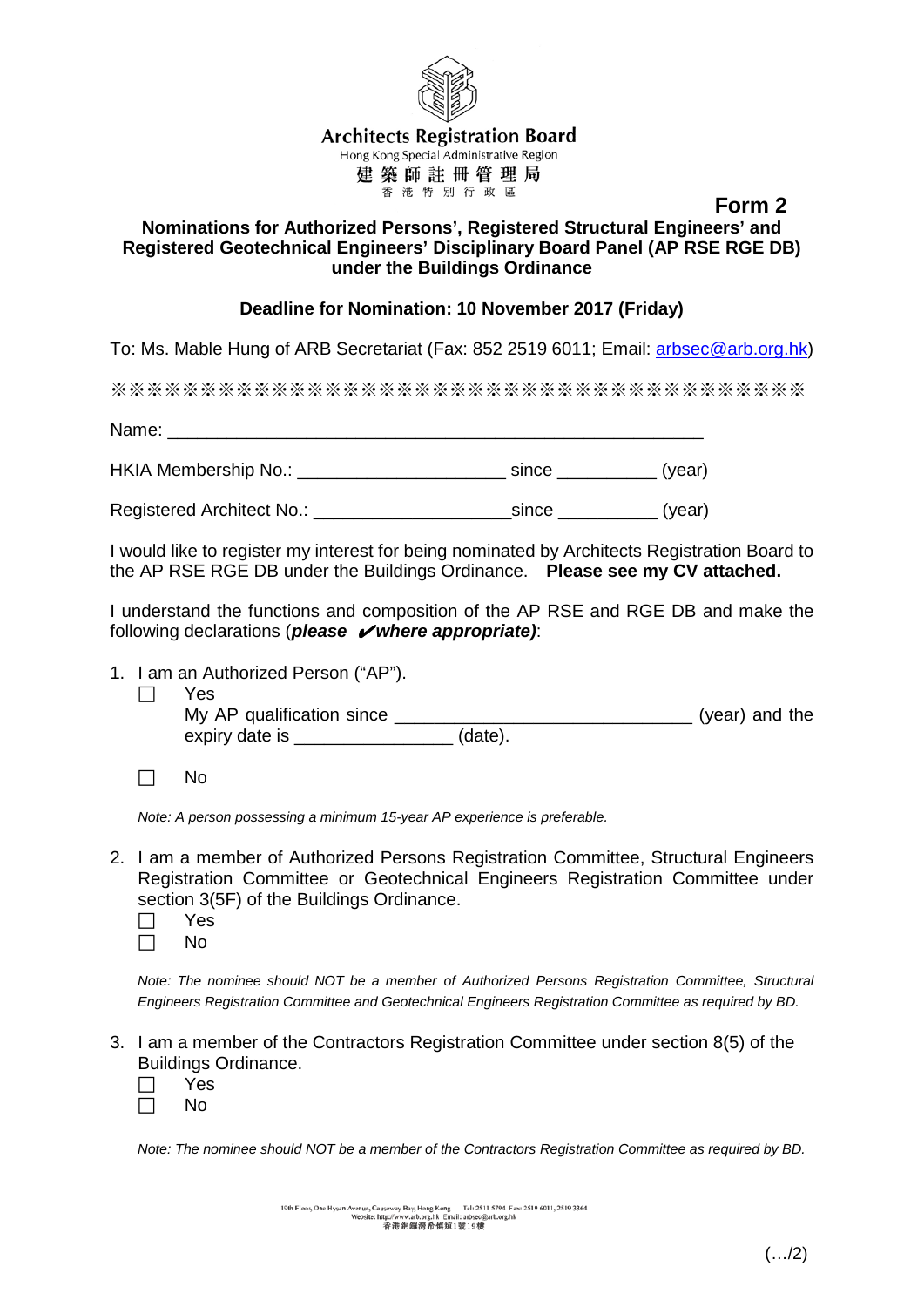**Architects Registration Board**
Hong Kong Special Administrative Region
建築師註冊管理局
香港特別行政區

**Form 2**

**Nominations for Authorized Persons', Registered Structural Engineers' and Registered Geotechnical Engineers' Disciplinary Board Panel (AP RSE RGE DB) under the Buildings Ordinance**

**Deadline for Nomination: 10 November 2017 (Friday)**

To: Ms. Mable Hung of ARB Secretariat (Fax: 852 2519 6011; Email: arbsec@arb.org.hk)

※※※※※※※※※※※※※※※※※※※※※※※※※※※※※※※※※※※※※※※

Name: ________________________________________________________

HKIA Membership No.: ______________________ since __________ (year)

Registered Architect No.: ____________________since __________ (year)

I would like to register my interest for being nominated by Architects Registration Board to the AP RSE RGE DB under the Buildings Ordinance. **Please see my CV attached.**

I understand the functions and composition of the AP RSE and RGE DB and make the following declarations (***please ✔where appropriate)***:

1. I am an Authorized Person ("AP").

   ☐ Yes
   My AP qualification since _______________________________ (year) and the expiry date is _______________ (date).

   ☐ No

   *Note: A person possessing a minimum 15-year AP experience is preferable.*

2. I am a member of Authorized Persons Registration Committee, Structural Engineers Registration Committee or Geotechnical Engineers Registration Committee under section 3(5F) of the Buildings Ordinance.

   ☐ Yes
   ☐ No

   *Note: The nominee should NOT be a member of Authorized Persons Registration Committee, Structural Engineers Registration Committee and Geotechnical Engineers Registration Committee as required by BD.*

3. I am a member of the Contractors Registration Committee under section 8(5) of the Buildings Ordinance.

   ☐ Yes
   ☐ No

   *Note: The nominee should NOT be a member of the Contractors Registration Committee as required by BD.*

19th Floor, One Hysan Avenue, Causeway Bay, Hong Kong Tel: 2511 5794 Fax: 2519 6011, 2519 3364
Website: http://www.arb.org.hk Email: arbsec@arb.org.hk
香港銅鑼灣希慎道1號19樓

(…/2)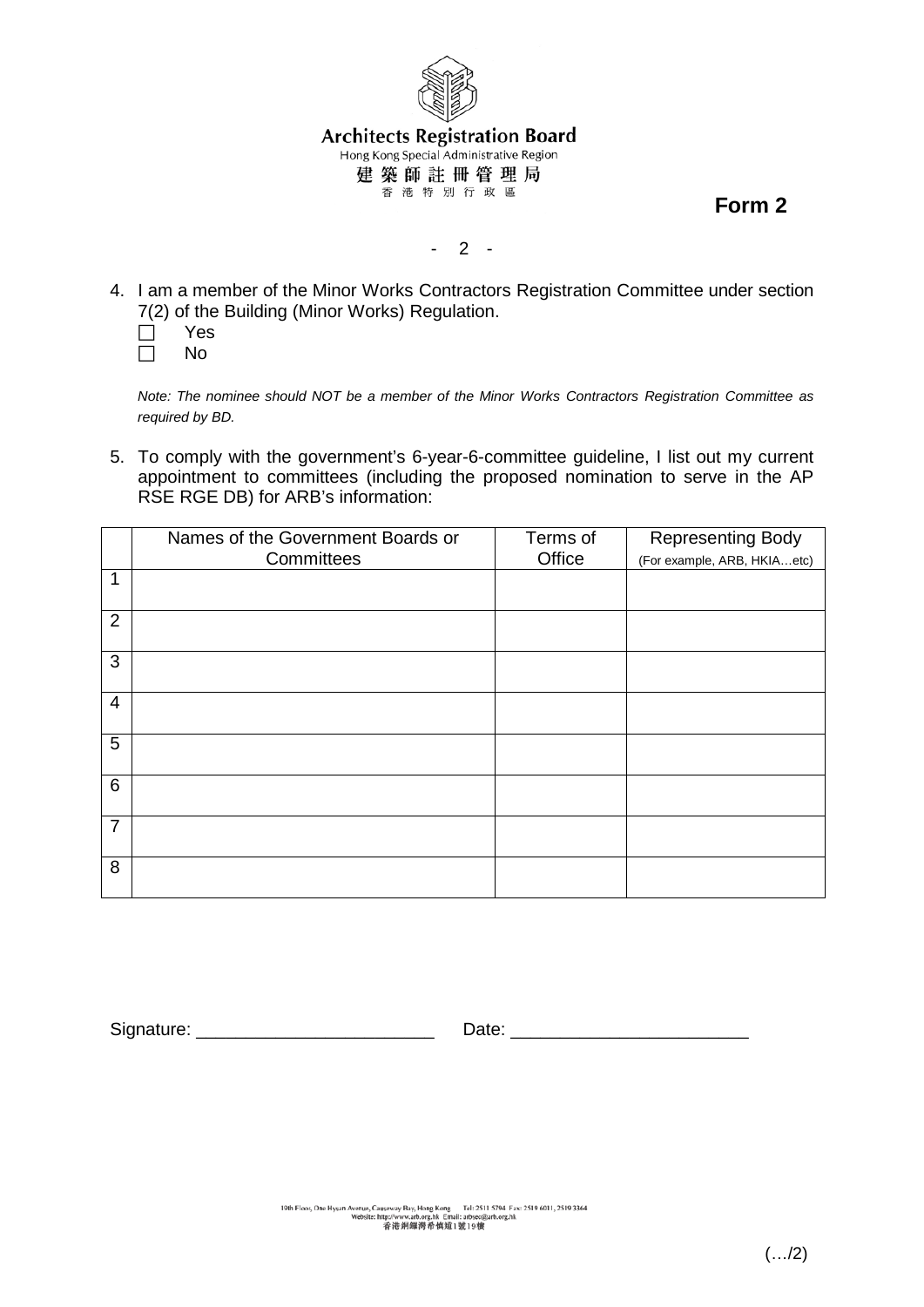**Architects Registration Board**
Hong Kong Special Administrative Region
建築師註冊管理局
香港特別行政區

**Form 2**

4. I am a member of the Minor Works Contractors Registration Committee under section 7(2) of the Building (Minor Works) Regulation.
   - ☐ Yes
   - ☐ No

*Note: The nominee should NOT be a member of the Minor Works Contractors Registration Committee as required by BD.*

5. To comply with the government's 6-year-6-committee guideline, I list out my current appointment to committees (including the proposed nomination to serve in the AP RSE RGE DB) for ARB's information:

| | Names of the Government Boards or Committees | Terms of Office | Representing Body (For example, ARB, HKIA…etc) |
|---|---|---|---|
| 1 | | | |
| 2 | | | |
| 3 | | | |
| 4 | | | |
| 5 | | | |
| 6 | | | |
| 7 | | | |
| 8 | | | |

Signature: ________________________ Date: ________________________

19th Floor, One Hysan Avenue, Causeway Bay, Hong Kong Tel: 2511 5794 Fax: 2519 6011, 2519 3364
Website: http://www.arb.org.hk Email: arbsec@arb.org.hk
香港銅鑼灣希慎道1號19樓

(…/2)